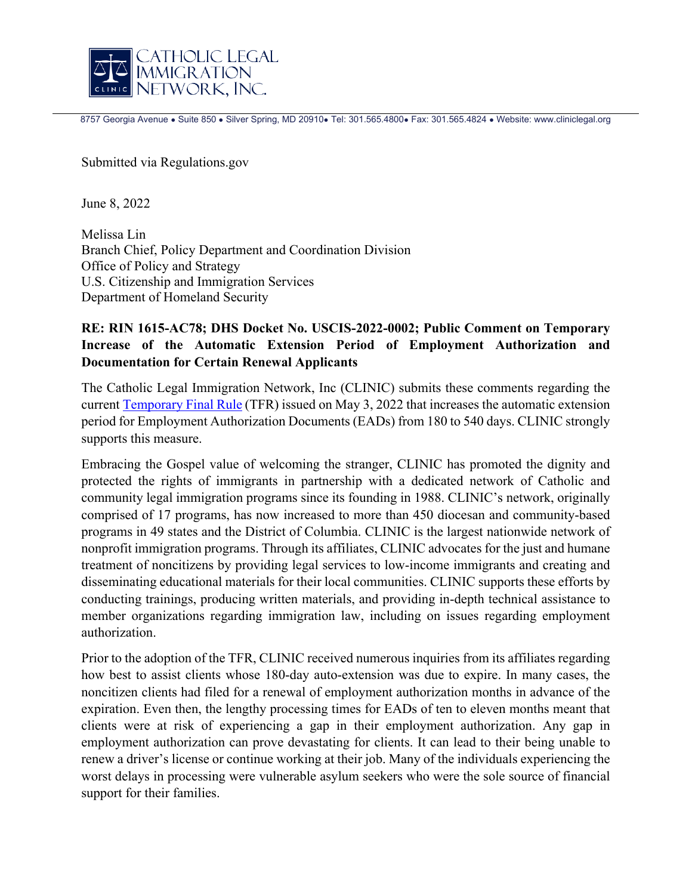CATHOLIC LEGAL IMMIGRATION NETWORK, INC.

8757 Georgia Avenue • Suite 850 • Silver Spring, MD 20910• Tel: 301.565.4800• Fax: 301.565.4824 • Website: www.cliniclegal.org

Submitted via Regulations.gov

June 8, 2022

Melissa Lin
Branch Chief, Policy Department and Coordination Division
Office of Policy and Strategy
U.S. Citizenship and Immigration Services
Department of Homeland Security

**RE: RIN 1615-AC78; DHS Docket No. USCIS-2022-0002; Public Comment on Temporary Increase of the Automatic Extension Period of Employment Authorization and Documentation for Certain Renewal Applicants**

The Catholic Legal Immigration Network, Inc (CLINIC) submits these comments regarding the current [Temporary Final Rule](Temporary Final Rule) (TFR) issued on May 3, 2022 that increases the automatic extension period for Employment Authorization Documents (EADs) from 180 to 540 days. CLINIC strongly supports this measure.

Embracing the Gospel value of welcoming the stranger, CLINIC has promoted the dignity and protected the rights of immigrants in partnership with a dedicated network of Catholic and community legal immigration programs since its founding in 1988. CLINIC's network, originally comprised of 17 programs, has now increased to more than 450 diocesan and community-based programs in 49 states and the District of Columbia. CLINIC is the largest nationwide network of nonprofit immigration programs. Through its affiliates, CLINIC advocates for the just and humane treatment of noncitizens by providing legal services to low-income immigrants and creating and disseminating educational materials for their local communities. CLINIC supports these efforts by conducting trainings, producing written materials, and providing in-depth technical assistance to member organizations regarding immigration law, including on issues regarding employment authorization.

Prior to the adoption of the TFR, CLINIC received numerous inquiries from its affiliates regarding how best to assist clients whose 180-day auto-extension was due to expire. In many cases, the noncitizen clients had filed for a renewal of employment authorization months in advance of the expiration. Even then, the lengthy processing times for EADs of ten to eleven months meant that clients were at risk of experiencing a gap in their employment authorization. Any gap in employment authorization can prove devastating for clients. It can lead to their being unable to renew a driver's license or continue working at their job. Many of the individuals experiencing the worst delays in processing were vulnerable asylum seekers who were the sole source of financial support for their families.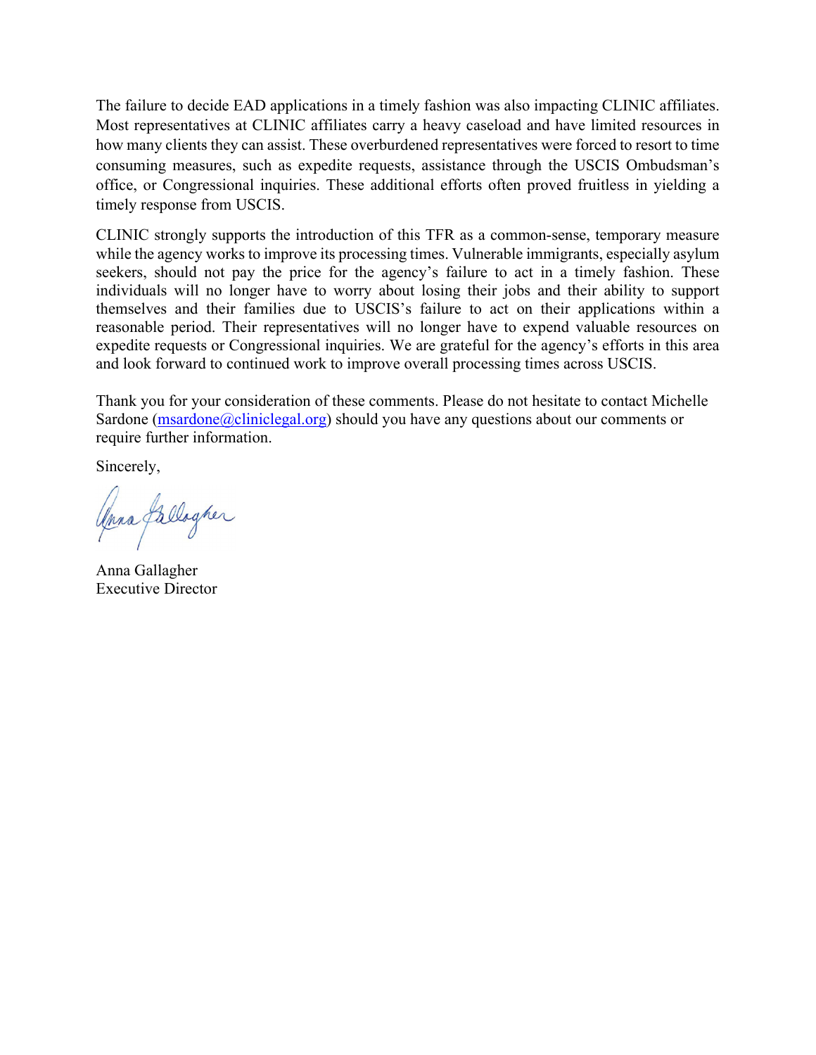The failure to decide EAD applications in a timely fashion was also impacting CLINIC affiliates. Most representatives at CLINIC affiliates carry a heavy caseload and have limited resources in how many clients they can assist. These overburdened representatives were forced to resort to time consuming measures, such as expedite requests, assistance through the USCIS Ombudsman's office, or Congressional inquiries. These additional efforts often proved fruitless in yielding a timely response from USCIS.

CLINIC strongly supports the introduction of this TFR as a common-sense, temporary measure while the agency works to improve its processing times. Vulnerable immigrants, especially asylum seekers, should not pay the price for the agency's failure to act in a timely fashion. These individuals will no longer have to worry about losing their jobs and their ability to support themselves and their families due to USCIS's failure to act on their applications within a reasonable period. Their representatives will no longer have to expend valuable resources on expedite requests or Congressional inquiries. We are grateful for the agency's efforts in this area and look forward to continued work to improve overall processing times across USCIS.

Thank you for your consideration of these comments. Please do not hesitate to contact Michelle Sardone (msardone@cliniclegal.org) should you have any questions about our comments or require further information.

Sincerely,

Anna Gallagher
Executive Director